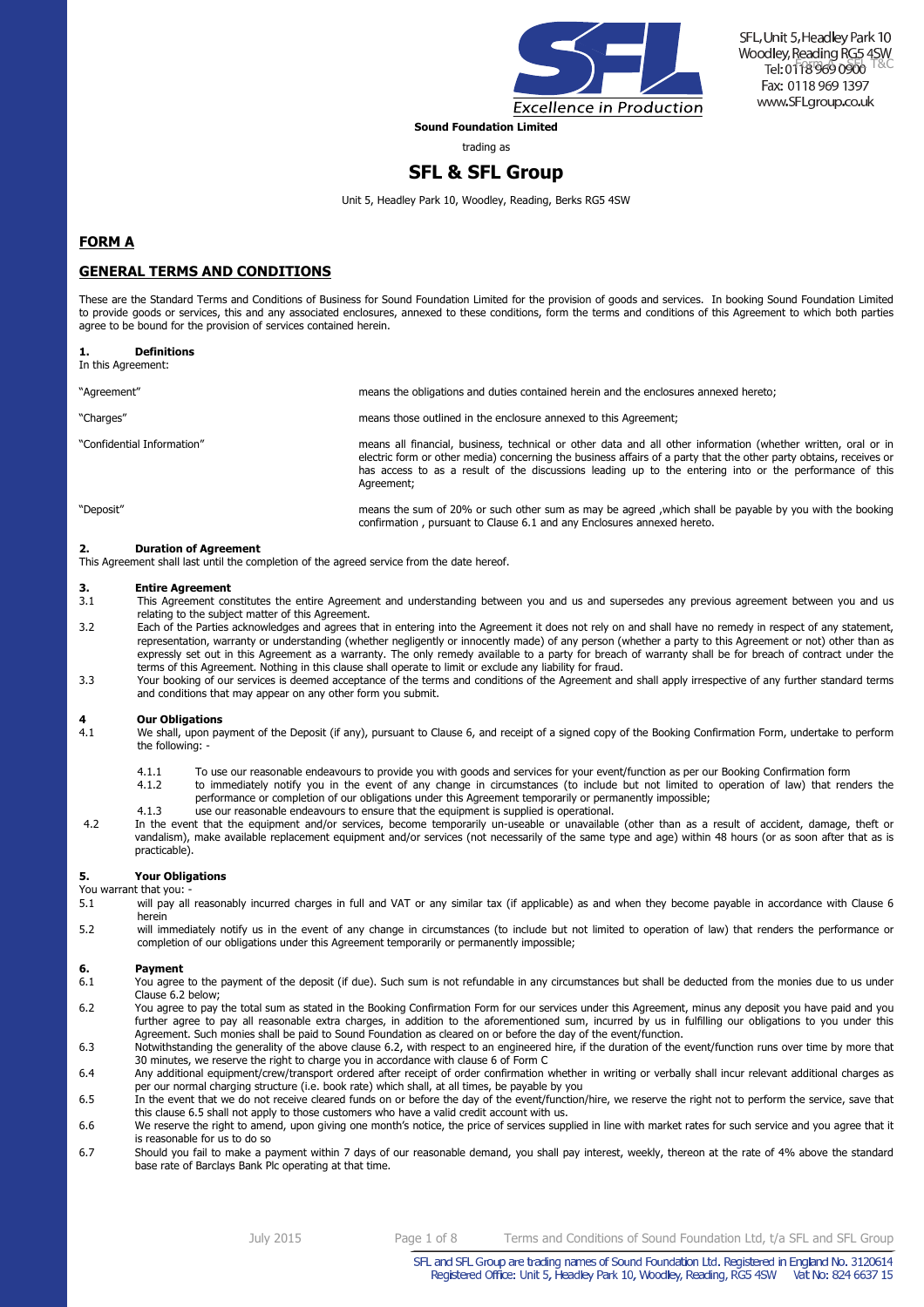SFL, Unit 5, Headley Park 10
Woodley, Reading RG5 4SW
Tel: 0118 969 0900
Fax: 0118 969 1397
www.SFLgroup.co.uk

Excellence in Production

**Sound Foundation Limited**

trading as

# SFL & SFL Group

Unit 5, Headley Park 10, Woodley, Reading, Berks RG5 4SW

## FORM A

## GENERAL TERMS AND CONDITIONS

These are the Standard Terms and Conditions of Business for Sound Foundation Limited for the provision of goods and services. In booking Sound Foundation Limited to provide goods or services, this and any associated enclosures, annexed to these conditions, form the terms and conditions of this Agreement to which both parties agree to be bound for the provision of services contained herein.

### 1. Definitions

In this Agreement:

| | |
|---|---|
| "Agreement" | means the obligations and duties contained herein and the enclosures annexed hereto; |
| "Charges" | means those outlined in the enclosure annexed to this Agreement; |
| "Confidential Information" | means all financial, business, technical or other data and all other information (whether written, oral or in electric form or other media) concerning the business affairs of a party that the other party obtains, receives or has access to as a result of the discussions leading up to the entering into or the performance of this Agreement; |
| "Deposit" | means the sum of 20% or such other sum as may be agreed ,which shall be payable by you with the booking confirmation , pursuant to Clause 6.1 and any Enclosures annexed hereto. |

### 2. Duration of Agreement

This Agreement shall last until the completion of the agreed service from the date hereof.

### 3. Entire Agreement

3.1 This Agreement constitutes the entire Agreement and understanding between you and us and supersedes any previous agreement between you and us relating to the subject matter of this Agreement.

3.2 Each of the Parties acknowledges and agrees that in entering into the Agreement it does not rely on and shall have no remedy in respect of any statement, representation, warranty or understanding (whether negligently or innocently made) of any person (whether a party to this Agreement or not) other than as expressly set out in this Agreement as a warranty. The only remedy available to a party for breach of warranty shall be for breach of contract under the terms of this Agreement. Nothing in this clause shall operate to limit or exclude any liability for fraud.

3.3 Your booking of our services is deemed acceptance of the terms and conditions of the Agreement and shall apply irrespective of any further standard terms and conditions that may appear on any other form you submit.

### 4 Our Obligations

4.1 We shall, upon payment of the Deposit (if any), pursuant to Clause 6, and receipt of a signed copy of the Booking Confirmation Form, undertake to perform the following: -

4.1.1 To use our reasonable endeavours to provide you with goods and services for your event/function as per our Booking Confirmation form

4.1.2 to immediately notify you in the event of any change in circumstances (to include but not limited to operation of law) that renders the performance or completion of our obligations under this Agreement temporarily or permanently impossible;

4.1.3 use our reasonable endeavours to ensure that the equipment is supplied is operational.

4.2 In the event that the equipment and/or services, become temporarily un-useable or unavailable (other than as a result of accident, damage, theft or vandalism), make available replacement equipment and/or services (not necessarily of the same type and age) within 48 hours (or as soon after that as is practicable).

### 5. Your Obligations

You warrant that you: -

5.1 will pay all reasonably incurred charges in full and VAT or any similar tax (if applicable) as and when they become payable in accordance with Clause 6 herein

5.2 will immediately notify us in the event of any change in circumstances (to include but not limited to operation of law) that renders the performance or completion of our obligations under this Agreement temporarily or permanently impossible;

### 6. Payment

6.1 You agree to the payment of the deposit (if due). Such sum is not refundable in any circumstances but shall be deducted from the monies due to us under Clause 6.2 below;

6.2 You agree to pay the total sum as stated in the Booking Confirmation Form for our services under this Agreement, minus any deposit you have paid and you further agree to pay all reasonable extra charges, in addition to the aforementioned sum, incurred by us in fulfilling our obligations to you under this Agreement. Such monies shall be paid to Sound Foundation as cleared on or before the day of the event/function.

6.3 Notwithstanding the generality of the above clause 6.2, with respect to an engineered hire, if the duration of the event/function runs over time by more that 30 minutes, we reserve the right to charge you in accordance with clause 6 of Form C

6.4 Any additional equipment/crew/transport ordered after receipt of order confirmation whether in writing or verbally shall incur relevant additional charges as per our normal charging structure (i.e. book rate) which shall, at all times, be payable by you

6.5 In the event that we do not receive cleared funds on or before the day of the event/function/hire, we reserve the right not to perform the service, save that this clause 6.5 shall not apply to those customers who have a valid credit account with us.

6.6 We reserve the right to amend, upon giving one month's notice, the price of services supplied in line with market rates for such service and you agree that it is reasonable for us to do so

6.7 Should you fail to make a payment within 7 days of our reasonable demand, you shall pay interest, weekly, thereon at the rate of 4% above the standard base rate of Barclays Bank Plc operating at that time.

SFL and SFL Group are trading names of Sound Foundation Ltd. Registered in England No. 3120614
Registered Office: Unit 5, Headley Park 10, Woodley, Reading, RG5 4SW Vat No: 824 6637 15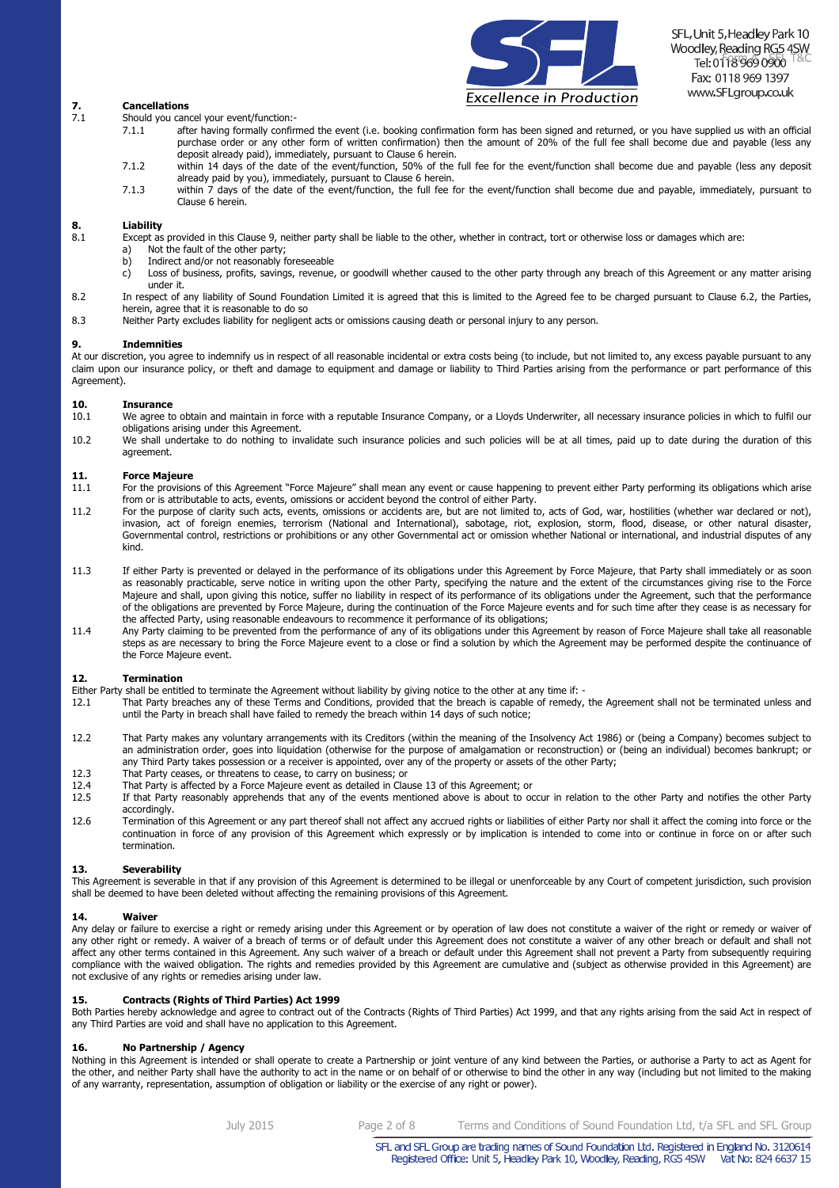## 7. Cancellations

7.1 Should you cancel your event/function:-

7.1.1 after having formally confirmed the event (i.e. booking confirmation form has been signed and returned, or you have supplied us with an official purchase order or any other form of written confirmation) then the amount of 20% of the full fee shall become due and payable (less any deposit already paid), immediately, pursuant to Clause 6 herein.

7.1.2 within 14 days of the date of the event/function, 50% of the full fee for the event/function shall become due and payable (less any deposit already paid by you), immediately, pursuant to Clause 6 herein.

7.1.3 within 7 days of the date of the event/function, the full fee for the event/function shall become due and payable, immediately, pursuant to Clause 6 herein.

## 8. Liability

8.1 Except as provided in this Clause 9, neither party shall be liable to the other, whether in contract, tort or otherwise loss or damages which are:

a) Not the fault of the other party;
b) Indirect and/or not reasonably foreseeable
c) Loss of business, profits, savings, revenue, or goodwill whether caused to the other party through any breach of this Agreement or any matter arising under it.

8.2 In respect of any liability of Sound Foundation Limited it is agreed that this is limited to the Agreed fee to be charged pursuant to Clause 6.2, the Parties, herein, agree that it is reasonable to do so

8.3 Neither Party excludes liability for negligent acts or omissions causing death or personal injury to any person.

## 9. Indemnities

At our discretion, you agree to indemnify us in respect of all reasonable incidental or extra costs being (to include, but not limited to, any excess payable pursuant to any claim upon our insurance policy, or theft and damage to equipment and damage or liability to Third Parties arising from the performance or part performance of this Agreement).

## 10. Insurance

10.1 We agree to obtain and maintain in force with a reputable Insurance Company, or a Lloyds Underwriter, all necessary insurance policies in which to fulfil our obligations arising under this Agreement.

10.2 We shall undertake to do nothing to invalidate such insurance policies and such policies will be at all times, paid up to date during the duration of this agreement.

## 11. Force Majeure

11.1 For the provisions of this Agreement "Force Majeure" shall mean any event or cause happening to prevent either Party performing its obligations which arise from or is attributable to acts, events, omissions or accident beyond the control of either Party.

11.2 For the purpose of clarity such acts, events, omissions or accidents are, but are not limited to, acts of God, war, hostilities (whether war declared or not), invasion, act of foreign enemies, terrorism (National and International), sabotage, riot, explosion, storm, flood, disease, or other natural disaster, Governmental control, restrictions or prohibitions or any other Governmental act or omission whether National or international, and industrial disputes of any kind.

11.3 If either Party is prevented or delayed in the performance of its obligations under this Agreement by Force Majeure, that Party shall immediately or as soon as reasonably practicable, serve notice in writing upon the other Party, specifying the nature and the extent of the circumstances giving rise to the Force Majeure and shall, upon giving this notice, suffer no liability in respect of its performance of its obligations under the Agreement, such that the performance of the obligations are prevented by Force Majeure, during the continuation of the Force Majeure events and for such time after they cease is as necessary for the affected Party, using reasonable endeavours to recommence it performance of its obligations;

11.4 Any Party claiming to be prevented from the performance of any of its obligations under this Agreement by reason of Force Majeure shall take all reasonable steps as are necessary to bring the Force Majeure event to a close or find a solution by which the Agreement may be performed despite the continuance of the Force Majeure event.

## 12. Termination

Either Party shall be entitled to terminate the Agreement without liability by giving notice to the other at any time if: -

12.1 That Party breaches any of these Terms and Conditions, provided that the breach is capable of remedy, the Agreement shall not be terminated unless and until the Party in breach shall have failed to remedy the breach within 14 days of such notice;

12.2 That Party makes any voluntary arrangements with its Creditors (within the meaning of the Insolvency Act 1986) or (being a Company) becomes subject to an administration order, goes into liquidation (otherwise for the purpose of amalgamation or reconstruction) or (being an individual) becomes bankrupt; or any Third Party takes possession or a receiver is appointed, over any of the property or assets of the other Party;

12.3 That Party ceases, or threatens to cease, to carry on business; or

12.4 That Party is affected by a Force Majeure event as detailed in Clause 13 of this Agreement; or

12.5 If that Party reasonably apprehends that any of the events mentioned above is about to occur in relation to the other Party and notifies the other Party accordingly.

12.6 Termination of this Agreement or any part thereof shall not affect any accrued rights or liabilities of either Party nor shall it affect the coming into force or the continuation in force of any provision of this Agreement which expressly or by implication is intended to come into or continue in force on or after such termination.

## 13. Severability

This Agreement is severable in that if any provision of this Agreement is determined to be illegal or unenforceable by any Court of competent jurisdiction, such provision shall be deemed to have been deleted without affecting the remaining provisions of this Agreement.

## 14. Waiver

Any delay or failure to exercise a right or remedy arising under this Agreement or by operation of law does not constitute a waiver of the right or remedy or waiver of any other right or remedy. A waiver of a breach of terms or of default under this Agreement does not constitute a waiver of any other breach or default and shall not affect any other terms contained in this Agreement. Any such waiver of a breach or default under this Agreement shall not prevent a Party from subsequently requiring compliance with the waived obligation. The rights and remedies provided by this Agreement are cumulative and (subject as otherwise provided in this Agreement) are not exclusive of any rights or remedies arising under law.

## 15. Contracts (Rights of Third Parties) Act 1999

Both Parties hereby acknowledge and agree to contract out of the Contracts (Rights of Third Parties) Act 1999, and that any rights arising from the said Act in respect of any Third Parties are void and shall have no application to this Agreement.

## 16. No Partnership / Agency

Nothing in this Agreement is intended or shall operate to create a Partnership or joint venture of any kind between the Parties, or authorise a Party to act as Agent for the other, and neither Party shall have the authority to act in the name or on behalf of or otherwise to bind the other in any way (including but not limited to the making of any warranty, representation, assumption of obligation or liability or the exercise of any right or power).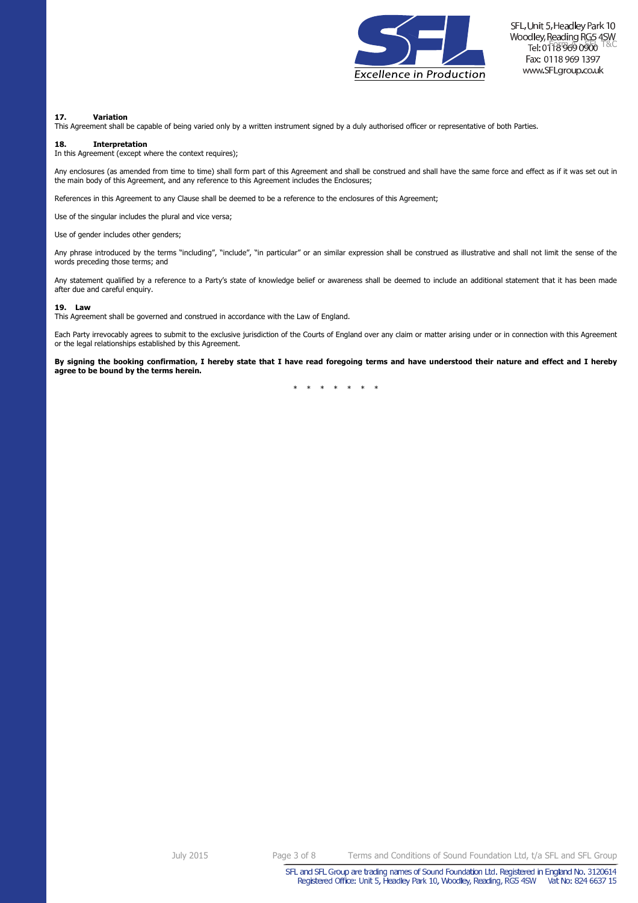### 17. Variation

This Agreement shall be capable of being varied only by a written instrument signed by a duly authorised officer or representative of both Parties.

### 18. Interpretation

In this Agreement (except where the context requires);

Any enclosures (as amended from time to time) shall form part of this Agreement and shall be construed and shall have the same force and effect as if it was set out in the main body of this Agreement, and any reference to this Agreement includes the Enclosures;

References in this Agreement to any Clause shall be deemed to be a reference to the enclosures of this Agreement;

Use of the singular includes the plural and vice versa;

Use of gender includes other genders;

Any phrase introduced by the terms "including", "include", "in particular" or an similar expression shall be construed as illustrative and shall not limit the sense of the words preceding those terms; and

Any statement qualified by a reference to a Party's state of knowledge belief or awareness shall be deemed to include an additional statement that it has been made after due and careful enquiry.

### 19. Law

This Agreement shall be governed and construed in accordance with the Law of England.

Each Party irrevocably agrees to submit to the exclusive jurisdiction of the Courts of England over any claim or matter arising under or in connection with this Agreement or the legal relationships established by this Agreement.

**By signing the booking confirmation, I hereby state that I have read foregoing terms and have understood their nature and effect and I hereby agree to be bound by the terms herein.**

* * * * * * *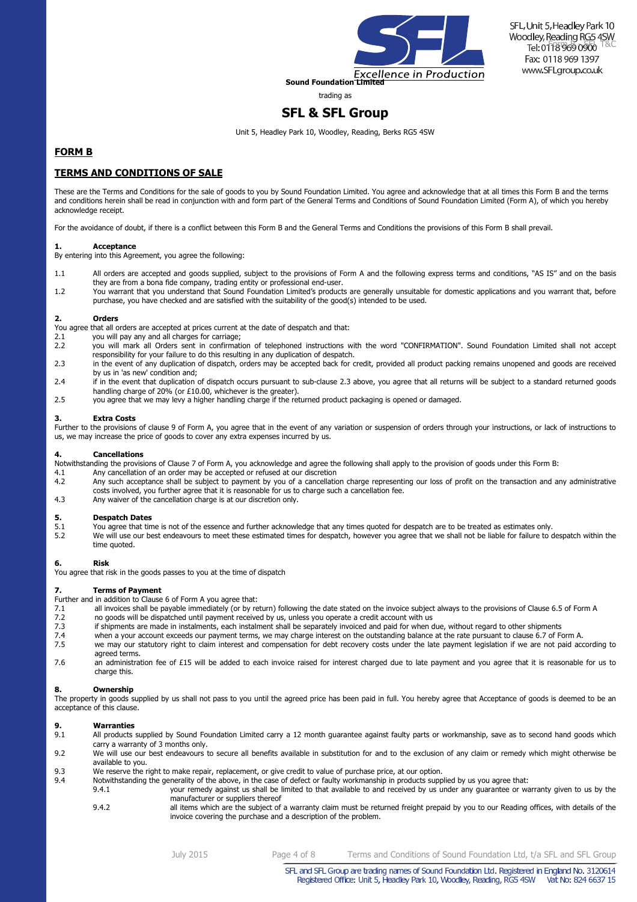Sound Foundation Limited

trading as

# SFL & SFL Group

Unit 5, Headley Park 10, Woodley, Reading, Berks RG5 4SW

## FORM B

## TERMS AND CONDITIONS OF SALE

These are the Terms and Conditions for the sale of goods to you by Sound Foundation Limited. You agree and acknowledge that at all times this Form B and the terms and conditions herein shall be read in conjunction with and form part of the General Terms and Conditions of Sound Foundation Limited (Form A), of which you hereby acknowledge receipt.

For the avoidance of doubt, if there is a conflict between this Form B and the General Terms and Conditions the provisions of this Form B shall prevail.

### 1. Acceptance

By entering into this Agreement, you agree the following:

1.1 All orders are accepted and goods supplied, subject to the provisions of Form A and the following express terms and conditions, "AS IS" and on the basis they are from a bona fide company, trading entity or professional end-user.

1.2 You warrant that you understand that Sound Foundation Limited's products are generally unsuitable for domestic applications and you warrant that, before purchase, you have checked and are satisfied with the suitability of the good(s) intended to be used.

### 2. Orders

You agree that all orders are accepted at prices current at the date of despatch and that:

2.1 you will pay any and all charges for carriage;

2.2 you will mark all Orders sent in confirmation of telephoned instructions with the word "CONFIRMATION". Sound Foundation Limited shall not accept responsibility for your failure to do this resulting in any duplication of despatch.

2.3 in the event of any duplication of dispatch, orders may be accepted back for credit, provided all product packing remains unopened and goods are received by us in 'as new' condition and;

2.4 if in the event that duplication of dispatch occurs pursuant to sub-clause 2.3 above, you agree that all returns will be subject to a standard returned goods handling charge of 20% (or £10.00, whichever is the greater).

2.5 you agree that we may levy a higher handling charge if the returned product packaging is opened or damaged.

### 3. Extra Costs

Further to the provisions of clause 9 of Form A, you agree that in the event of any variation or suspension of orders through your instructions, or lack of instructions to us, we may increase the price of goods to cover any extra expenses incurred by us.

### 4. Cancellations

Notwithstanding the provisions of Clause 7 of Form A, you acknowledge and agree the following shall apply to the provision of goods under this Form B:

4.1 Any cancellation of an order may be accepted or refused at our discretion

4.2 Any such acceptance shall be subject to payment by you of a cancellation charge representing our loss of profit on the transaction and any administrative costs involved, you further agree that it is reasonable for us to charge such a cancellation fee.

4.3 Any waiver of the cancellation charge is at our discretion only.

### 5. Despatch Dates

5.1 You agree that time is not of the essence and further acknowledge that any times quoted for despatch are to be treated as estimates only.

5.2 We will use our best endeavours to meet these estimated times for despatch, however you agree that we shall not be liable for failure to despatch within the time quoted.

### 6. Risk

You agree that risk in the goods passes to you at the time of dispatch

### 7. Terms of Payment

Further and in addition to Clause 6 of Form A you agree that:

7.1 all invoices shall be payable immediately (or by return) following the date stated on the invoice subject always to the provisions of Clause 6.5 of Form A

7.2 no goods will be dispatched until payment received by us, unless you operate a credit account with us

7.3 if shipments are made in instalments, each instalment shall be separately invoiced and paid for when due, without regard to other shipments

7.4 when a your account exceeds our payment terms, we may charge interest on the outstanding balance at the rate pursuant to clause 6.7 of Form A.

7.5 we may our statutory right to claim interest and compensation for debt recovery costs under the late payment legislation if we are not paid according to agreed terms.

7.6 an administration fee of £15 will be added to each invoice raised for interest charged due to late payment and you agree that it is reasonable for us to charge this.

### 8. Ownership

The property in goods supplied by us shall not pass to you until the agreed price has been paid in full. You hereby agree that Acceptance of goods is deemed to be an acceptance of this clause.

### 9. Warranties

9.1 All products supplied by Sound Foundation Limited carry a 12 month guarantee against faulty parts or workmanship, save as to second hand goods which carry a warranty of 3 months only.

9.2 We will use our best endeavours to secure all benefits available in substitution for and to the exclusion of any claim or remedy which might otherwise be available to you.

9.3 We reserve the right to make repair, replacement, or give credit to value of purchase price, at our option.

9.4 Notwithstanding the generality of the above, in the case of defect or faulty workmanship in products supplied by us you agree that:

9.4.1 your remedy against us shall be limited to that available to and received by us under any guarantee or warranty given to us by the manufacturer or suppliers thereof

9.4.2 all items which are the subject of a warranty claim must be returned freight prepaid by you to our Reading offices, with details of the invoice covering the purchase and a description of the problem.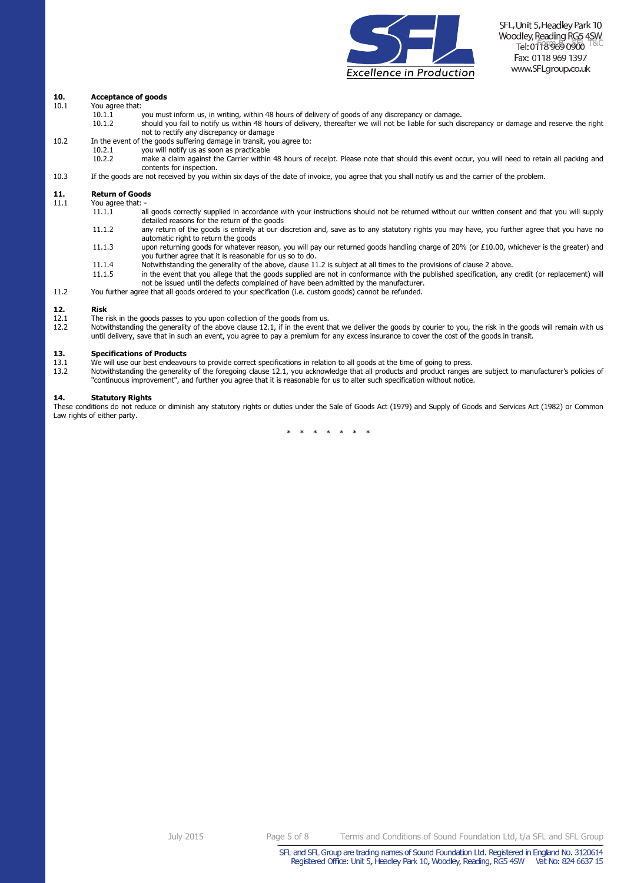## 10. Acceptance of goods

10.1 You agree that:

- 10.1.1 you must inform us, in writing, within 48 hours of delivery of goods of any discrepancy or damage.
- 10.1.2 should you fail to notify us within 48 hours of delivery, thereafter we will not be liable for such discrepancy or damage and reserve the right not to rectify any discrepancy or damage

10.2 In the event of the goods suffering damage in transit, you agree to:

- 10.2.1 you will notify us as soon as practicable
- 10.2.2 make a claim against the Carrier within 48 hours of receipt. Please note that should this event occur, you will need to retain all packing and contents for inspection.

10.3 If the goods are not received by you within six days of the date of invoice, you agree that you shall notify us and the carrier of the problem.

## 11. Return of Goods

11.1 You agree that: -

- 11.1.1 all goods correctly supplied in accordance with your instructions should not be returned without our written consent and that you will supply detailed reasons for the return of the goods
- 11.1.2 any return of the goods is entirely at our discretion and, save as to any statutory rights you may have, you further agree that you have no automatic right to return the goods
- 11.1.3 upon returning goods for whatever reason, you will pay our returned goods handling charge of 20% (or £10.00, whichever is the greater) and you further agree that it is reasonable for us so to do.
- 11.1.4 Notwithstanding the generality of the above, clause 11.2 is subject at all times to the provisions of clause 2 above.
- 11.1.5 in the event that you allege that the goods supplied are not in conformance with the published specification, any credit (or replacement) will not be issued until the defects complained of have been admitted by the manufacturer.

11.2 You further agree that all goods ordered to your specification (i.e. custom goods) cannot be refunded.

## 12. Risk

12.1 The risk in the goods passes to you upon collection of the goods from us.

12.2 Notwithstanding the generality of the above clause 12.1, if in the event that we deliver the goods by courier to you, the risk in the goods will remain with us until delivery, save that in such an event, you agree to pay a premium for any excess insurance to cover the cost of the goods in transit.

## 13. Specifications of Products

13.1 We will use our best endeavours to provide correct specifications in relation to all goods at the time of going to press.

13.2 Notwithstanding the generality of the foregoing clause 12.1, you acknowledge that all products and product ranges are subject to manufacturer's policies of "continuous improvement", and further you agree that it is reasonable for us to alter such specification without notice.

## 14. Statutory Rights

These conditions do not reduce or diminish any statutory rights or duties under the Sale of Goods Act (1979) and Supply of Goods and Services Act (1982) or Common Law rights of either party.

\* \* \* \* \* \* \*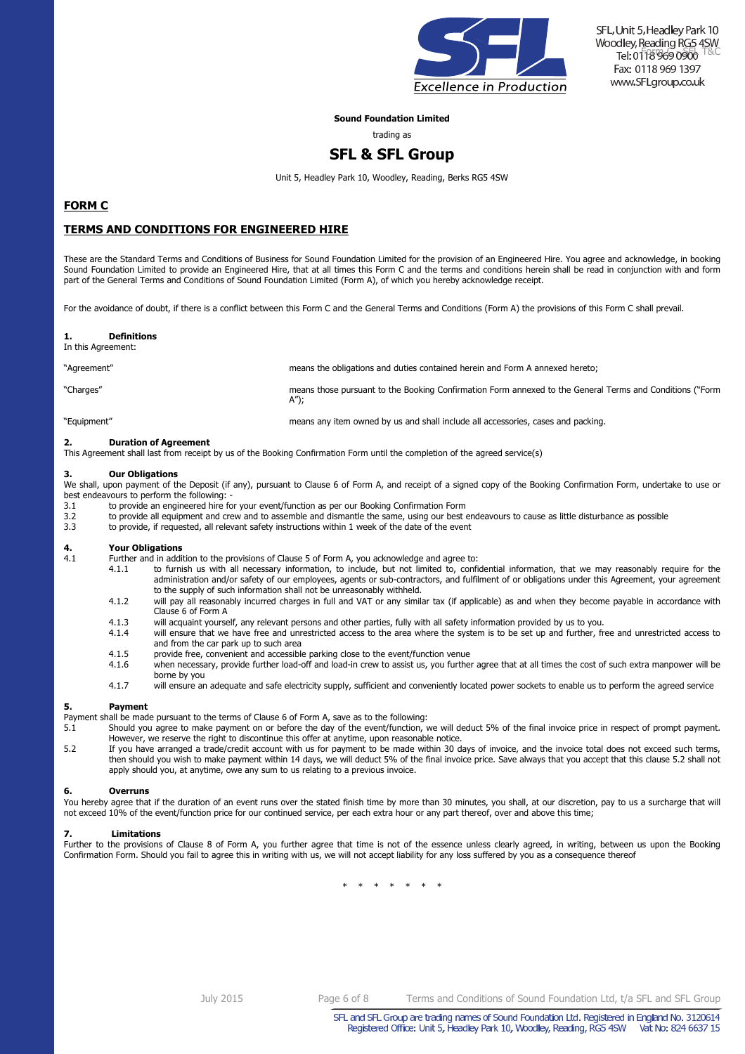**Sound Foundation Limited**

trading as

## SFL & SFL Group

Unit 5, Headley Park 10, Woodley, Reading, Berks RG5 4SW

## FORM C

## TERMS AND CONDITIONS FOR ENGINEERED HIRE

These are the Standard Terms and Conditions of Business for Sound Foundation Limited for the provision of an Engineered Hire. You agree and acknowledge, in booking Sound Foundation Limited to provide an Engineered Hire, that at all times this Form C and the terms and conditions herein shall be read in conjunction with and form part of the General Terms and Conditions of Sound Foundation Limited (Form A), of which you hereby acknowledge receipt.

For the avoidance of doubt, if there is a conflict between this Form C and the General Terms and Conditions (Form A) the provisions of this Form C shall prevail.

### 1. Definitions

In this Agreement:

| | |
|---|---|
| "Agreement" | means the obligations and duties contained herein and Form A annexed hereto; |
| "Charges" | means those pursuant to the Booking Confirmation Form annexed to the General Terms and Conditions ("Form A"); |
| "Equipment" | means any item owned by us and shall include all accessories, cases and packing. |

### 2. Duration of Agreement

This Agreement shall last from receipt by us of the Booking Confirmation Form until the completion of the agreed service(s)

### 3. Our Obligations

We shall, upon payment of the Deposit (if any), pursuant to Clause 6 of Form A, and receipt of a signed copy of the Booking Confirmation Form, undertake to use or best endeavours to perform the following: -

3.1 to provide an engineered hire for your event/function as per our Booking Confirmation Form

3.2 to provide all equipment and crew and to assemble and dismantle the same, using our best endeavours to cause as little disturbance as possible

3.3 to provide, if requested, all relevant safety instructions within 1 week of the date of the event

### 4. Your Obligations

4.1 Further and in addition to the provisions of Clause 5 of Form A, you acknowledge and agree to:

4.1.1 to furnish us with all necessary information, to include, but not limited to, confidential information, that we may reasonably require for the administration and/or safety of our employees, agents or sub-contractors, and fulfilment of or obligations under this Agreement, your agreement to the supply of such information shall not be unreasonably withheld.

4.1.2 will pay all reasonably incurred charges in full and VAT or any similar tax (if applicable) as and when they become payable in accordance with Clause 6 of Form A

4.1.3 will acquaint yourself, any relevant persons and other parties, fully with all safety information provided by us to you.

4.1.4 will ensure that we have free and unrestricted access to the area where the system is to be set up and further, free and unrestricted access to and from the car park up to such area

4.1.5 provide free, convenient and accessible parking close to the event/function venue

4.1.6 when necessary, provide further load-off and load-in crew to assist us, you further agree that at all times the cost of such extra manpower will be borne by you

4.1.7 will ensure an adequate and safe electricity supply, sufficient and conveniently located power sockets to enable us to perform the agreed service

### 5. Payment

Payment shall be made pursuant to the terms of Clause 6 of Form A, save as to the following:

5.1 Should you agree to make payment on or before the day of the event/function, we will deduct 5% of the final invoice price in respect of prompt payment. However, we reserve the right to discontinue this offer at anytime, upon reasonable notice.

5.2 If you have arranged a trade/credit account with us for payment to be made within 30 days of invoice, and the invoice total does not exceed such terms, then should you wish to make payment within 14 days, we will deduct 5% of the final invoice price. Save always that you accept that this clause 5.2 shall not apply should you, at anytime, owe any sum to us relating to a previous invoice.

### 6. Overruns

You hereby agree that if the duration of an event runs over the stated finish time by more than 30 minutes, you shall, at our discretion, pay to us a surcharge that will not exceed 10% of the event/function price for our continued service, per each extra hour or any part thereof, over and above this time;

### 7. Limitations

Further to the provisions of Clause 8 of Form A, you further agree that time is not of the essence unless clearly agreed, in writing, between us upon the Booking Confirmation Form. Should you fail to agree this in writing with us, we will not accept liability for any loss suffered by you as a consequence thereof

\* \* \* \* \* \* \*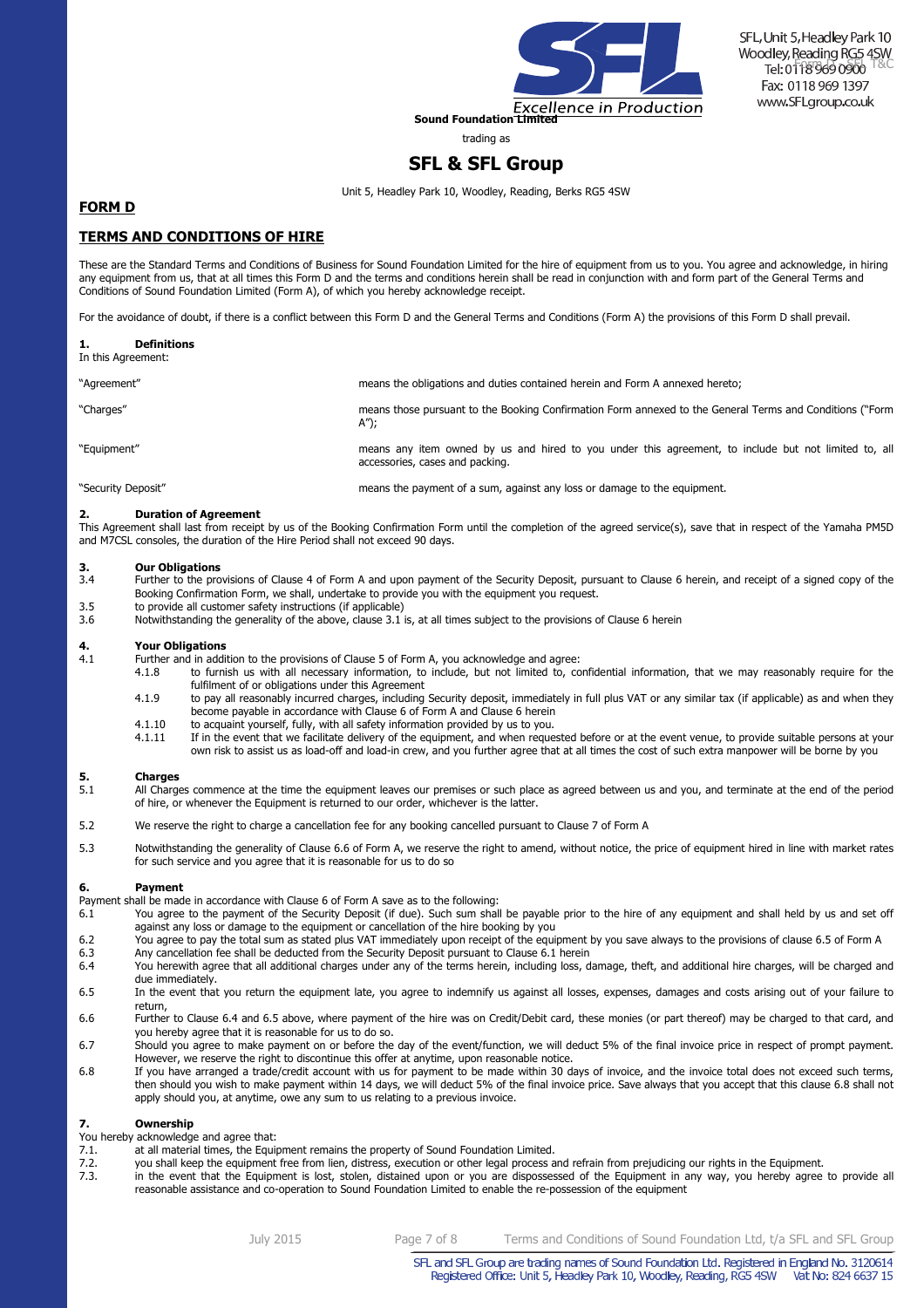Sound Foundation Limited

trading as

## SFL & SFL Group

Unit 5, Headley Park 10, Woodley, Reading, Berks RG5 4SW

SFL, Unit 5, Headley Park 10
Woodley, Reading RG5 4SW
Tel: 0118 969 0900
Fax: 0118 969 1397
www.SFLgroup.co.uk

Excellence in Production

## FORM D

## TERMS AND CONDITIONS OF HIRE

These are the Standard Terms and Conditions of Business for Sound Foundation Limited for the hire of equipment from us to you. You agree and acknowledge, in hiring any equipment from us, that at all times this Form D and the terms and conditions herein shall be read in conjunction with and form part of the General Terms and Conditions of Sound Foundation Limited (Form A), of which you hereby acknowledge receipt.

For the avoidance of doubt, if there is a conflict between this Form D and the General Terms and Conditions (Form A) the provisions of this Form D shall prevail.

**1. Definitions**

In this Agreement:

| | |
|---|---|
| "Agreement" | means the obligations and duties contained herein and Form A annexed hereto; |
| "Charges" | means those pursuant to the Booking Confirmation Form annexed to the General Terms and Conditions ("Form A"); |
| "Equipment" | means any item owned by us and hired to you under this agreement, to include but not limited to, all accessories, cases and packing. |
| "Security Deposit" | means the payment of a sum, against any loss or damage to the equipment. |

**2. Duration of Agreement**

This Agreement shall last from receipt by us of the Booking Confirmation Form until the completion of the agreed service(s), save that in respect of the Yamaha PM5D and M7CSL consoles, the duration of the Hire Period shall not exceed 90 days.

**3. Our Obligations**

3.4 Further to the provisions of Clause 4 of Form A and upon payment of the Security Deposit, pursuant to Clause 6 herein, and receipt of a signed copy of the Booking Confirmation Form, we shall, undertake to provide you with the equipment you request.

3.5 to provide all customer safety instructions (if applicable)

3.6 Notwithstanding the generality of the above, clause 3.1 is, at all times subject to the provisions of Clause 6 herein

**4. Your Obligations**

4.1 Further and in addition to the provisions of Clause 5 of Form A, you acknowledge and agree:

4.1.8 to furnish us with all necessary information, to include, but not limited to, confidential information, that we may reasonably require for the fulfilment of or obligations under this Agreement

4.1.9 to pay all reasonably incurred charges, including Security deposit, immediately in full plus VAT or any similar tax (if applicable) as and when they become payable in accordance with Clause 6 of Form A and Clause 6 herein

4.1.10 to acquaint yourself, fully, with all safety information provided by us to you.

4.1.11 If in the event that we facilitate delivery of the equipment, and when requested before or at the event venue, to provide suitable persons at your own risk to assist us as load-off and load-in crew, and you further agree that at all times the cost of such extra manpower will be borne by you

**5. Charges**

5.1 All Charges commence at the time the equipment leaves our premises or such place as agreed between us and you, and terminate at the end of the period of hire, or whenever the Equipment is returned to our order, whichever is the latter.

5.2 We reserve the right to charge a cancellation fee for any booking cancelled pursuant to Clause 7 of Form A

5.3 Notwithstanding the generality of Clause 6.6 of Form A, we reserve the right to amend, without notice, the price of equipment hired in line with market rates for such service and you agree that it is reasonable for us to do so

**6. Payment**

Payment shall be made in accordance with Clause 6 of Form A save as to the following:

6.1 You agree to the payment of the Security Deposit (if due). Such sum shall be payable prior to the hire of any equipment and shall held by us and set off against any loss or damage to the equipment or cancellation of the hire booking by you

6.2 You agree to pay the total sum as stated plus VAT immediately upon receipt of the equipment by you save always to the provisions of clause 6.5 of Form A

6.3 Any cancellation fee shall be deducted from the Security Deposit pursuant to Clause 6.1 herein

6.4 You herewith agree that all additional charges under any of the terms herein, including loss, damage, theft, and additional hire charges, will be charged and due immediately.

6.5 In the event that you return the equipment late, you agree to indemnify us against all losses, expenses, damages and costs arising out of your failure to return,

6.6 Further to Clause 6.4 and 6.5 above, where payment of the hire was on Credit/Debit card, these monies (or part thereof) may be charged to that card, and you hereby agree that it is reasonable for us to do so.

6.7 Should you agree to make payment on or before the day of the event/function, we will deduct 5% of the final invoice price in respect of prompt payment. However, we reserve the right to discontinue this offer at anytime, upon reasonable notice.

6.8 If you have arranged a trade/credit account with us for payment to be made within 30 days of invoice, and the invoice total does not exceed such terms, then should you wish to make payment within 14 days, we will deduct 5% of the final invoice price. Save always that you accept that this clause 6.8 shall not apply should you, at anytime, owe any sum to us relating to a previous invoice.

**7. Ownership**

You hereby acknowledge and agree that:

7.1. at all material times, the Equipment remains the property of Sound Foundation Limited.

7.2. you shall keep the equipment free from lien, distress, execution or other legal process and refrain from prejudicing our rights in the Equipment.

7.3. in the event that the Equipment is lost, stolen, distained upon or you are dispossessed of the Equipment in any way, you hereby agree to provide all reasonable assistance and co-operation to Sound Foundation Limited to enable the re-possession of the equipment

SFL and SFL Group are trading names of Sound Foundation Ltd. Registered in England No. 3120614
Registered Office: Unit 5, Headley Park 10, Woodley, Reading, RG5 4SW Vat No: 824 6637 15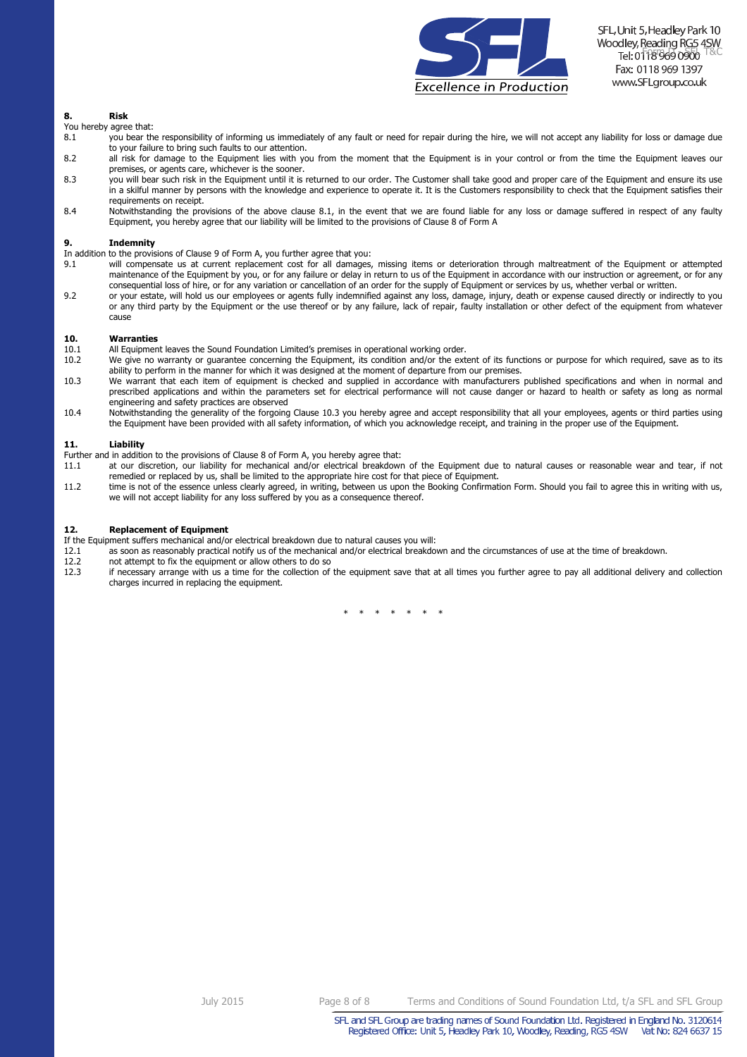## 8. Risk

You hereby agree that:

8.1 you bear the responsibility of informing us immediately of any fault or need for repair during the hire, we will not accept any liability for loss or damage due to your failure to bring such faults to our attention.

8.2 all risk for damage to the Equipment lies with you from the moment that the Equipment is in your control or from the time the Equipment leaves our premises, or agents care, whichever is the sooner.

8.3 you will bear such risk in the Equipment until it is returned to our order. The Customer shall take good and proper care of the Equipment and ensure its use in a skilful manner by persons with the knowledge and experience to operate it. It is the Customers responsibility to check that the Equipment satisfies their requirements on receipt.

8.4 Notwithstanding the provisions of the above clause 8.1, in the event that we are found liable for any loss or damage suffered in respect of any faulty Equipment, you hereby agree that our liability will be limited to the provisions of Clause 8 of Form A

## 9. Indemnity

In addition to the provisions of Clause 9 of Form A, you further agree that you:

9.1 will compensate us at current replacement cost for all damages, missing items or deterioration through maltreatment of the Equipment or attempted maintenance of the Equipment by you, or for any failure or delay in return to us of the Equipment in accordance with our instruction or agreement, or for any consequential loss of hire, or for any variation or cancellation of an order for the supply of Equipment or services by us, whether verbal or written.

9.2 or your estate, will hold us our employees or agents fully indemnified against any loss, damage, injury, death or expense caused directly or indirectly to you or any third party by the Equipment or the use thereof or by any failure, lack of repair, faulty installation or other defect of the equipment from whatever cause

## 10. Warranties

10.1 All Equipment leaves the Sound Foundation Limited's premises in operational working order.

10.2 We give no warranty or guarantee concerning the Equipment, its condition and/or the extent of its functions or purpose for which required, save as to its ability to perform in the manner for which it was designed at the moment of departure from our premises.

10.3 We warrant that each item of equipment is checked and supplied in accordance with manufacturers published specifications and when in normal and prescribed applications and within the parameters set for electrical performance will not cause danger or hazard to health or safety as long as normal engineering and safety practices are observed

10.4 Notwithstanding the generality of the forgoing Clause 10.3 you hereby agree and accept responsibility that all your employees, agents or third parties using the Equipment have been provided with all safety information, of which you acknowledge receipt, and training in the proper use of the Equipment.

## 11. Liability

Further and in addition to the provisions of Clause 8 of Form A, you hereby agree that:

11.1 at our discretion, our liability for mechanical and/or electrical breakdown of the Equipment due to natural causes or reasonable wear and tear, if not remedied or replaced by us, shall be limited to the appropriate hire cost for that piece of Equipment.

11.2 time is not of the essence unless clearly agreed, in writing, between us upon the Booking Confirmation Form. Should you fail to agree this in writing with us, we will not accept liability for any loss suffered by you as a consequence thereof.

## 12. Replacement of Equipment

If the Equipment suffers mechanical and/or electrical breakdown due to natural causes you will:

12.1 as soon as reasonably practical notify us of the mechanical and/or electrical breakdown and the circumstances of use at the time of breakdown.

12.2 not attempt to fix the equipment or allow others to do so

12.3 if necessary arrange with us a time for the collection of the equipment save that at all times you further agree to pay all additional delivery and collection charges incurred in replacing the equipment.

\* \* \* \* \* \* \*